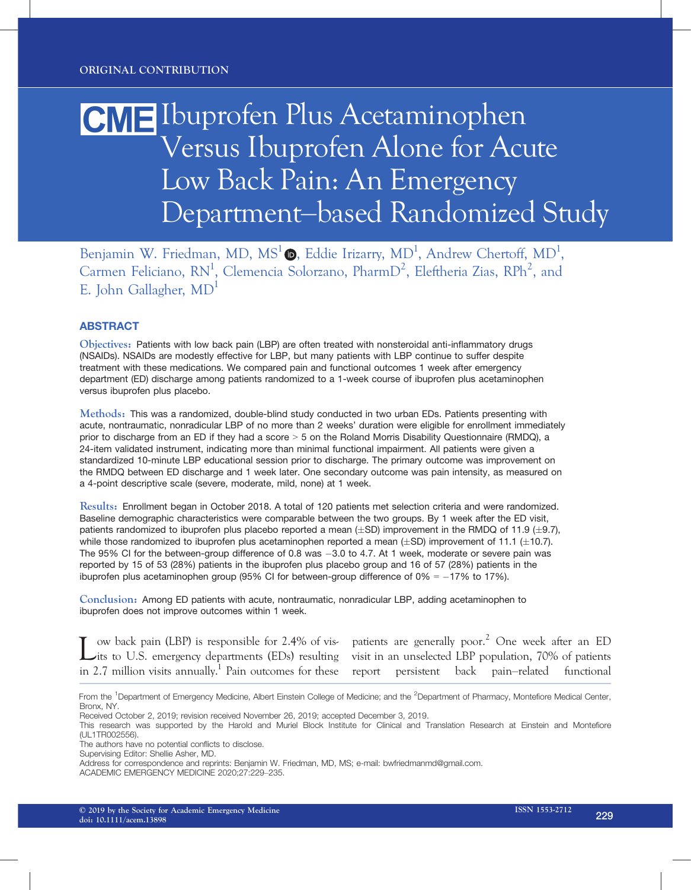ORIGINAL CONTRIBUTION

# CME Ibuprofen Plus Acetaminophen Versus Ibuprofen Alone for Acute Low Back Pain: An Emergency Department–based Randomized Study

Benjamin W. Friedman, MD, MS[1], Eddie Irizarry, MD[1], Andrew Chertoff, MD[1], Carmen Feliciano, RN[1], Clemencia Solorzano, PharmD[2], Eleftheria Zias, RPh[2], and E. John Gallagher, MD[1]

## ABSTRACT

**Objectives:** Patients with low back pain (LBP) are often treated with nonsteroidal anti-inflammatory drugs (NSAIDs). NSAIDs are modestly effective for LBP, but many patients with LBP continue to suffer despite treatment with these medications. We compared pain and functional outcomes 1 week after emergency department (ED) discharge among patients randomized to a 1-week course of ibuprofen plus acetaminophen versus ibuprofen plus placebo.

**Methods:** This was a randomized, double-blind study conducted in two urban EDs. Patients presenting with acute, nontraumatic, nonradicular LBP of no more than 2 weeks' duration were eligible for enrollment immediately prior to discharge from an ED if they had a score > 5 on the Roland Morris Disability Questionnaire (RMDQ), a 24-item validated instrument, indicating more than minimal functional impairment. All patients were given a standardized 10-minute LBP educational session prior to discharge. The primary outcome was improvement on the RMDQ between ED discharge and 1 week later. One secondary outcome was pain intensity, as measured on a 4-point descriptive scale (severe, moderate, mild, none) at 1 week.

**Results:** Enrollment began in October 2018. A total of 120 patients met selection criteria and were randomized. Baseline demographic characteristics were comparable between the two groups. By 1 week after the ED visit, patients randomized to ibuprofen plus placebo reported a mean (±SD) improvement in the RMDQ of 11.9 (±9.7), while those randomized to ibuprofen plus acetaminophen reported a mean (±SD) improvement of 11.1 (±10.7). The 95% CI for the between-group difference of 0.8 was −3.0 to 4.7. At 1 week, moderate or severe pain was reported by 15 of 53 (28%) patients in the ibuprofen plus placebo group and 16 of 57 (28%) patients in the ibuprofen plus acetaminophen group (95% CI for between-group difference of 0% = −17% to 17%).

**Conclusion:** Among ED patients with acute, nontraumatic, nonradicular LBP, adding acetaminophen to ibuprofen does not improve outcomes within 1 week.

Low back pain (LBP) is responsible for 2.4% of visits to U.S. emergency departments (EDs) resulting in 2.7 million visits annually.[1] Pain outcomes for these patients are generally poor.[2] One week after an ED visit in an unselected LBP population, 70% of patients report persistent back pain–related functional

From the [1]Department of Emergency Medicine, Albert Einstein College of Medicine; and the [2]Department of Pharmacy, Montefiore Medical Center, Bronx, NY.

Received October 2, 2019; revision received November 26, 2019; accepted December 3, 2019.

This research was supported by the Harold and Muriel Block Institute for Clinical and Translation Research at Einstein and Montefiore (UL1TR002556).

The authors have no potential conflicts to disclose.

Supervising Editor: Shellie Asher, MD.

Address for correspondence and reprints: Benjamin W. Friedman, MD, MS; e-mail: bwfriedmanmd@gmail.com.

© 2019 by the Society for Academic Emergency Medicine
doi: 10.1111/acem.13898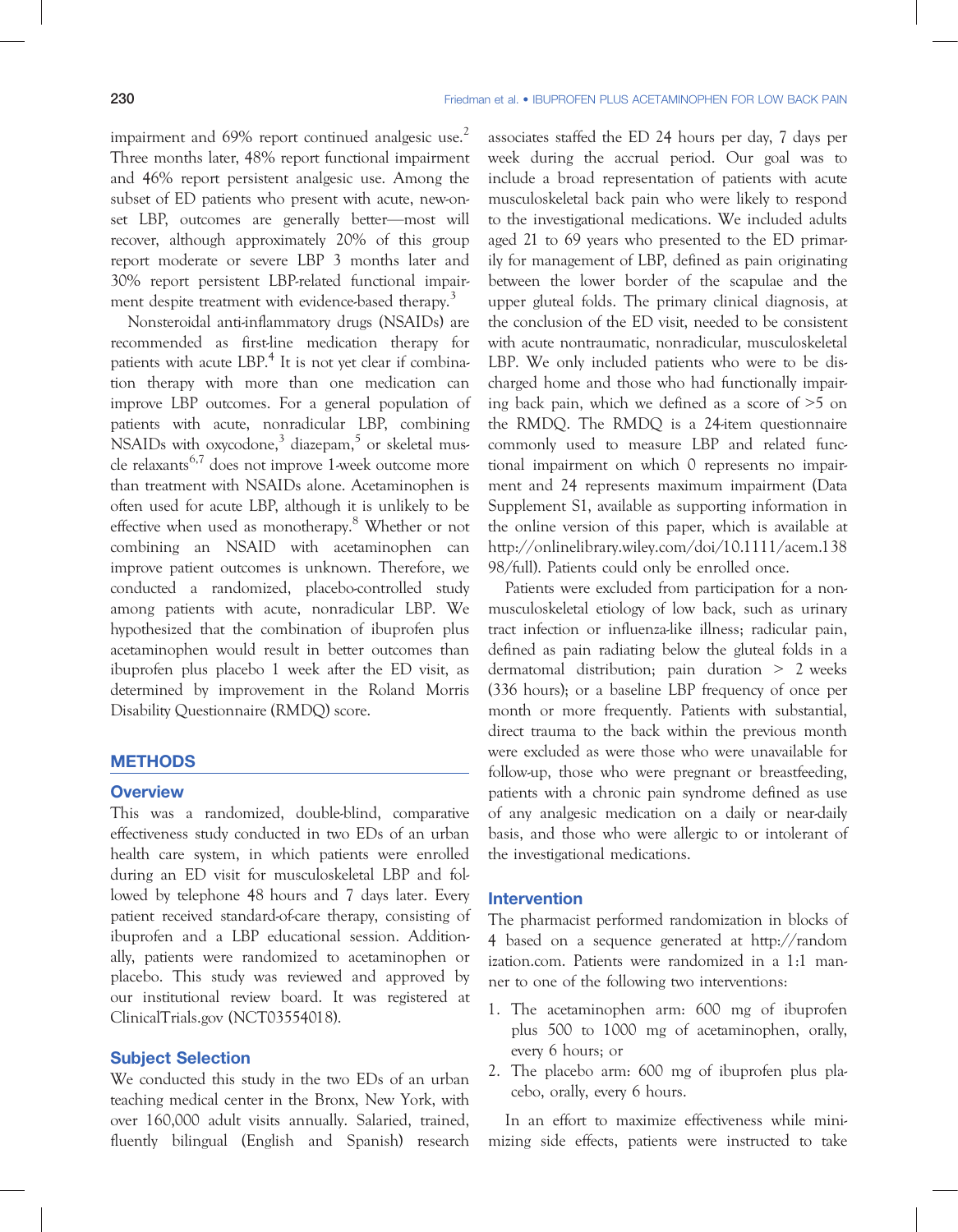impairment and 69% report continued analgesic use.[2] Three months later, 48% report functional impairment and 46% report persistent analgesic use. Among the subset of ED patients who present with acute, new-onset LBP, outcomes are generally better—most will recover, although approximately 20% of this group report moderate or severe LBP 3 months later and 30% report persistent LBP-related functional impairment despite treatment with evidence-based therapy.[3]

Nonsteroidal anti-inflammatory drugs (NSAIDs) are recommended as first-line medication therapy for patients with acute LBP.[4] It is not yet clear if combination therapy with more than one medication can improve LBP outcomes. For a general population of patients with acute, nonradicular LBP, combining NSAIDs with oxycodone,[3] diazepam,[5] or skeletal muscle relaxants[6,7] does not improve 1-week outcome more than treatment with NSAIDs alone. Acetaminophen is often used for acute LBP, although it is unlikely to be effective when used as monotherapy.[8] Whether or not combining an NSAID with acetaminophen can improve patient outcomes is unknown. Therefore, we conducted a randomized, placebo-controlled study among patients with acute, nonradicular LBP. We hypothesized that the combination of ibuprofen plus acetaminophen would result in better outcomes than ibuprofen plus placebo 1 week after the ED visit, as determined by improvement in the Roland Morris Disability Questionnaire (RMDQ) score.

## METHODS

### Overview

This was a randomized, double-blind, comparative effectiveness study conducted in two EDs of an urban health care system, in which patients were enrolled during an ED visit for musculoskeletal LBP and followed by telephone 48 hours and 7 days later. Every patient received standard-of-care therapy, consisting of ibuprofen and a LBP educational session. Additionally, patients were randomized to acetaminophen or placebo. This study was reviewed and approved by our institutional review board. It was registered at ClinicalTrials.gov (NCT03554018).

### Subject Selection

We conducted this study in the two EDs of an urban teaching medical center in the Bronx, New York, with over 160,000 adult visits annually. Salaried, trained, fluently bilingual (English and Spanish) research associates staffed the ED 24 hours per day, 7 days per week during the accrual period. Our goal was to include a broad representation of patients with acute musculoskeletal back pain who were likely to respond to the investigational medications. We included adults aged 21 to 69 years who presented to the ED primarily for management of LBP, defined as pain originating between the lower border of the scapulae and the upper gluteal folds. The primary clinical diagnosis, at the conclusion of the ED visit, needed to be consistent with acute nontraumatic, nonradicular, musculoskeletal LBP. We only included patients who were to be discharged home and those who had functionally impairing back pain, which we defined as a score of >5 on the RMDQ. The RMDQ is a 24-item questionnaire commonly used to measure LBP and related functional impairment on which 0 represents no impairment and 24 represents maximum impairment (Data Supplement S1, available as supporting information in the online version of this paper, which is available at http://onlinelibrary.wiley.com/doi/10.1111/acem.13898/full). Patients could only be enrolled once.

Patients were excluded from participation for a nonmusculoskeletal etiology of low back, such as urinary tract infection or influenza-like illness; radicular pain, defined as pain radiating below the gluteal folds in a dermatomal distribution; pain duration > 2 weeks (336 hours); or a baseline LBP frequency of once per month or more frequently. Patients with substantial, direct trauma to the back within the previous month were excluded as were those who were unavailable for follow-up, those who were pregnant or breastfeeding, patients with a chronic pain syndrome defined as use of any analgesic medication on a daily or near-daily basis, and those who were allergic to or intolerant of the investigational medications.

### Intervention

The pharmacist performed randomization in blocks of 4 based on a sequence generated at http://randomization.com. Patients were randomized in a 1:1 manner to one of the following two interventions:

1. The acetaminophen arm: 600 mg of ibuprofen plus 500 to 1000 mg of acetaminophen, orally, every 6 hours; or
2. The placebo arm: 600 mg of ibuprofen plus placebo, orally, every 6 hours.

In an effort to maximize effectiveness while minimizing side effects, patients were instructed to take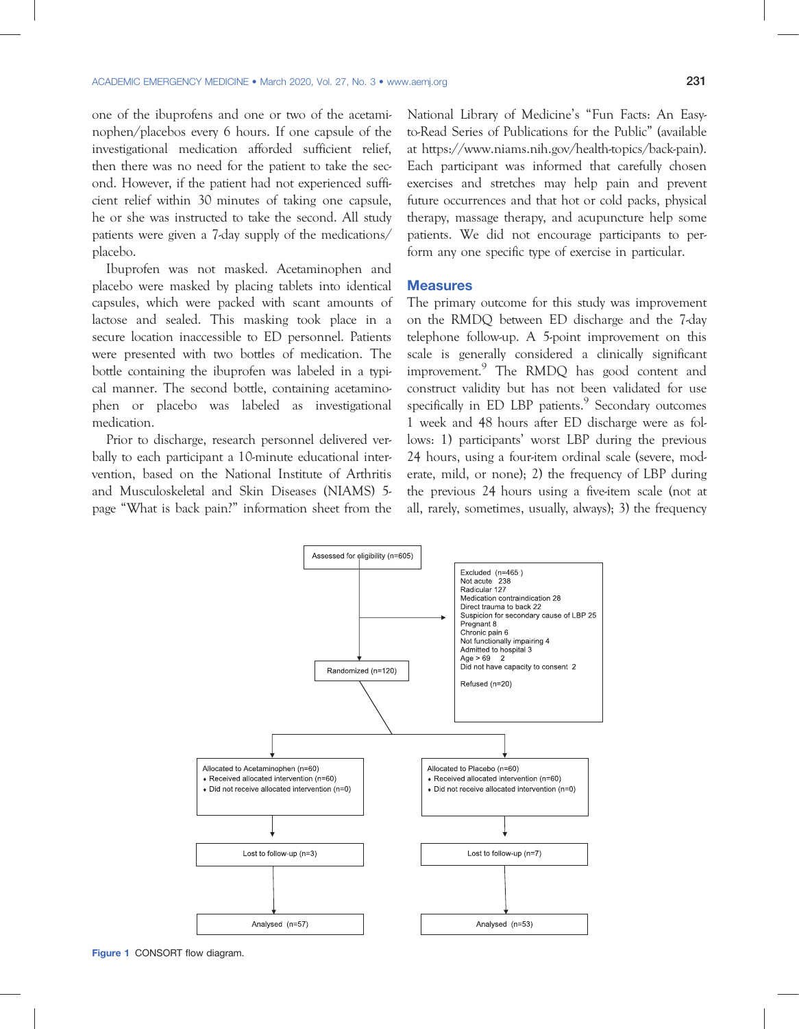one of the ibuprofens and one or two of the acetaminophen/placebos every 6 hours. If one capsule of the investigational medication afforded sufficient relief, then there was no need for the patient to take the second. However, if the patient had not experienced sufficient relief within 30 minutes of taking one capsule, he or she was instructed to take the second. All study patients were given a 7-day supply of the medications/placebo.

Ibuprofen was not masked. Acetaminophen and placebo were masked by placing tablets into identical capsules, which were packed with scant amounts of lactose and sealed. This masking took place in a secure location inaccessible to ED personnel. Patients were presented with two bottles of medication. The bottle containing the ibuprofen was labeled in a typical manner. The second bottle, containing acetaminophen or placebo was labeled as investigational medication.

Prior to discharge, research personnel delivered verbally to each participant a 10-minute educational intervention, based on the National Institute of Arthritis and Musculoskeletal and Skin Diseases (NIAMS) 5-page "What is back pain?" information sheet from the National Library of Medicine's "Fun Facts: An Easy-to-Read Series of Publications for the Public" (available at https://www.niams.nih.gov/health-topics/back-pain). Each participant was informed that carefully chosen exercises and stretches may help pain and prevent future occurrences and that hot or cold packs, physical therapy, massage therapy, and acupuncture help some patients. We did not encourage participants to perform any one specific type of exercise in particular.

## Measures

The primary outcome for this study was improvement on the RMDQ between ED discharge and the 7-day telephone follow-up. A 5-point improvement on this scale is generally considered a clinically significant improvement.[9] The RMDQ has good content and construct validity but has not been validated for use specifically in ED LBP patients.[9] Secondary outcomes 1 week and 48 hours after ED discharge were as follows: 1) participants' worst LBP during the previous 24 hours, using a four-item ordinal scale (severe, moderate, mild, or none); 2) the frequency of LBP during the previous 24 hours using a five-item scale (not at all, rarely, sometimes, usually, always); 3) the frequency

Assessed for eligibility (n=605)

Excluded (n=465)
Not acute 238
Radicular 127
Medication contraindication 28
Direct trauma to back 22
Suspicion for secondary cause of LBP 25
Pregnant 8
Chronic pain 6
Not functionally impairing 4
Admitted to hospital 3
Age > 69 2
Did not have capacity to consent 2

Refused (n=20)

Randomized (n=120)

Allocated to Acetaminophen (n=60)
- Received allocated intervention (n=60)
- Did not receive allocated intervention (n=0)

Allocated to Placebo (n=60)
- Received allocated intervention (n=60)
- Did not receive allocated intervention (n=0)

Lost to follow-up (n=3) | Lost to follow-up (n=7)

Analysed (n=57) | Analysed (n=53)

**Figure 1** CONSORT flow diagram.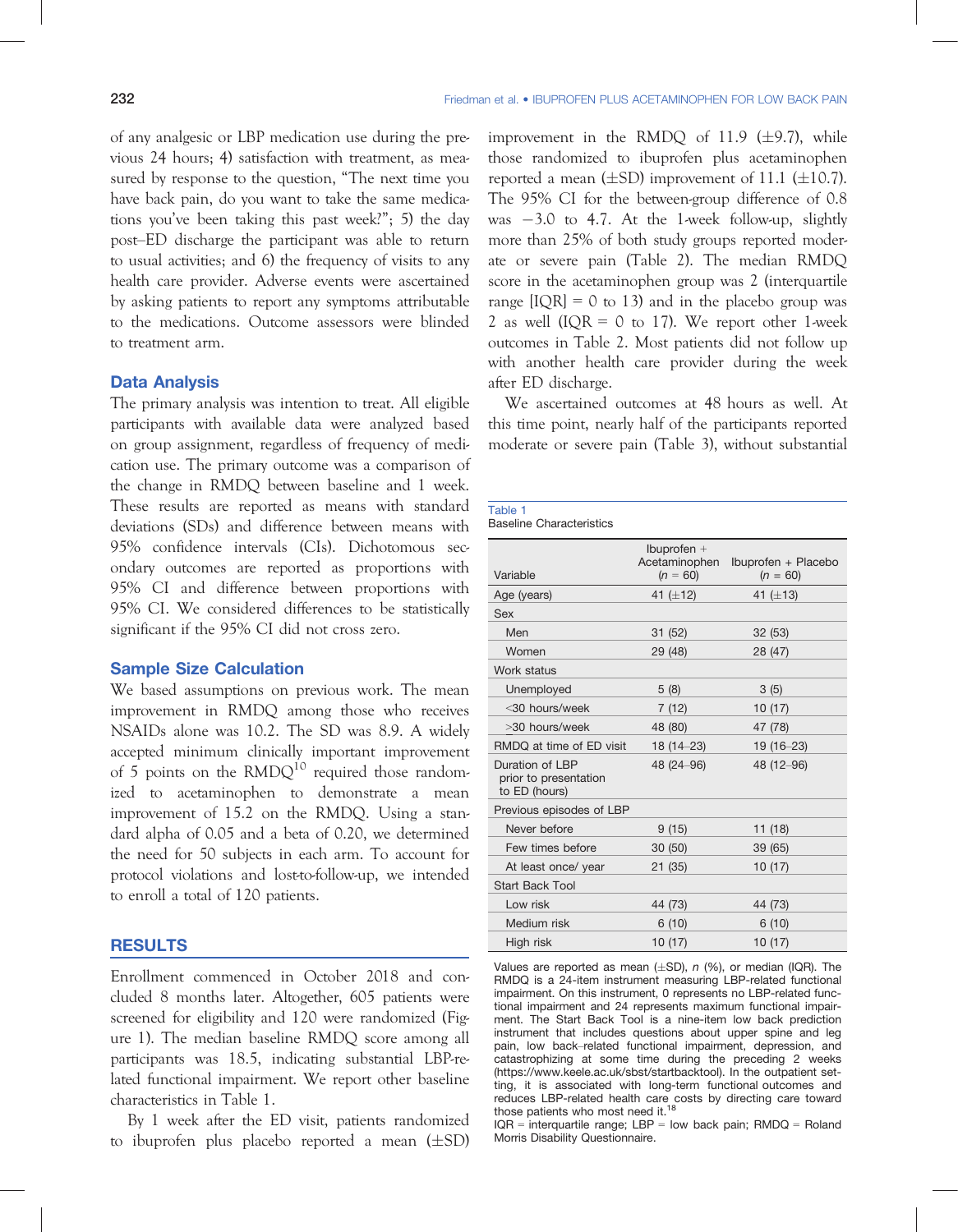of any analgesic or LBP medication use during the previous 24 hours; 4) satisfaction with treatment, as measured by response to the question, "The next time you have back pain, do you want to take the same medications you've been taking this past week?"; 5) the day post–ED discharge the participant was able to return to usual activities; and 6) the frequency of visits to any health care provider. Adverse events were ascertained by asking patients to report any symptoms attributable to the medications. Outcome assessors were blinded to treatment arm.

## Data Analysis

The primary analysis was intention to treat. All eligible participants with available data were analyzed based on group assignment, regardless of frequency of medication use. The primary outcome was a comparison of the change in RMDQ between baseline and 1 week. These results are reported as means with standard deviations (SDs) and difference between means with 95% confidence intervals (CIs). Dichotomous secondary outcomes are reported as proportions with 95% CI and difference between proportions with 95% CI. We considered differences to be statistically significant if the 95% CI did not cross zero.

## Sample Size Calculation

We based assumptions on previous work. The mean improvement in RMDQ among those who receives NSAIDs alone was 10.2. The SD was 8.9. A widely accepted minimum clinically important improvement of 5 points on the RMDQ[10] required those randomized to acetaminophen to demonstrate a mean improvement of 15.2 on the RMDQ. Using a standard alpha of 0.05 and a beta of 0.20, we determined the need for 50 subjects in each arm. To account for protocol violations and lost-to-follow-up, we intended to enroll a total of 120 patients.

## RESULTS

Enrollment commenced in October 2018 and concluded 8 months later. Altogether, 605 patients were screened for eligibility and 120 were randomized (Figure 1). The median baseline RMDQ score among all participants was 18.5, indicating substantial LBP-related functional impairment. We report other baseline characteristics in Table 1.

By 1 week after the ED visit, patients randomized to ibuprofen plus placebo reported a mean (±SD) improvement in the RMDQ of 11.9 (±9.7), while those randomized to ibuprofen plus acetaminophen reported a mean (±SD) improvement of 11.1 (±10.7). The 95% CI for the between-group difference of 0.8 was −3.0 to 4.7. At the 1-week follow-up, slightly more than 25% of both study groups reported moderate or severe pain (Table 2). The median RMDQ score in the acetaminophen group was 2 (interquartile range [IQR] = 0 to 13) and in the placebo group was 2 as well (IQR = 0 to 17). We report other 1-week outcomes in Table 2. Most patients did not follow up with another health care provider during the week after ED discharge.

We ascertained outcomes at 48 hours as well. At this time point, nearly half of the participants reported moderate or severe pain (Table 3), without substantial

Table 1
Baseline Characteristics

| Variable | Ibuprofen + Acetaminophen (*n* = 60) | Ibuprofen + Placebo (*n* = 60) |
|---|---|---|
| Age (years) | 41 (±12) | 41 (±13) |
| Sex | | |
| Men | 31 (52) | 32 (53) |
| Women | 29 (48) | 28 (47) |
| Work status | | |
| Unemployed | 5 (8) | 3 (5) |
| <30 hours/week | 7 (12) | 10 (17) |
| >30 hours/week | 48 (80) | 47 (78) |
| RMDQ at time of ED visit | 18 (14–23) | 19 (16–23) |
| Duration of LBP prior to presentation to ED (hours) | 48 (24–96) | 48 (12–96) |
| Previous episodes of LBP | | |
| Never before | 9 (15) | 11 (18) |
| Few times before | 30 (50) | 39 (65) |
| At least once/ year | 21 (35) | 10 (17) |
| Start Back Tool | | |
| Low risk | 44 (73) | 44 (73) |
| Medium risk | 6 (10) | 6 (10) |
| High risk | 10 (17) | 10 (17) |

Values are reported as mean (±SD), *n* (%), or median (IQR). The RMDQ is a 24-item instrument measuring LBP-related functional impairment. On this instrument, 0 represents no LBP-related functional impairment and 24 represents maximum functional impairment. The Start Back Tool is a nine-item low back prediction instrument that includes questions about upper spine and leg pain, low back–related functional impairment, depression, and catastrophizing at some time during the preceding 2 weeks (https://www.keele.ac.uk/sbst/startbacktool). In the outpatient setting, it is associated with long-term functional outcomes and reduces LBP-related health care costs by directing care toward those patients who most need it.[18]
IQR = interquartile range; LBP = low back pain; RMDQ = Roland Morris Disability Questionnaire.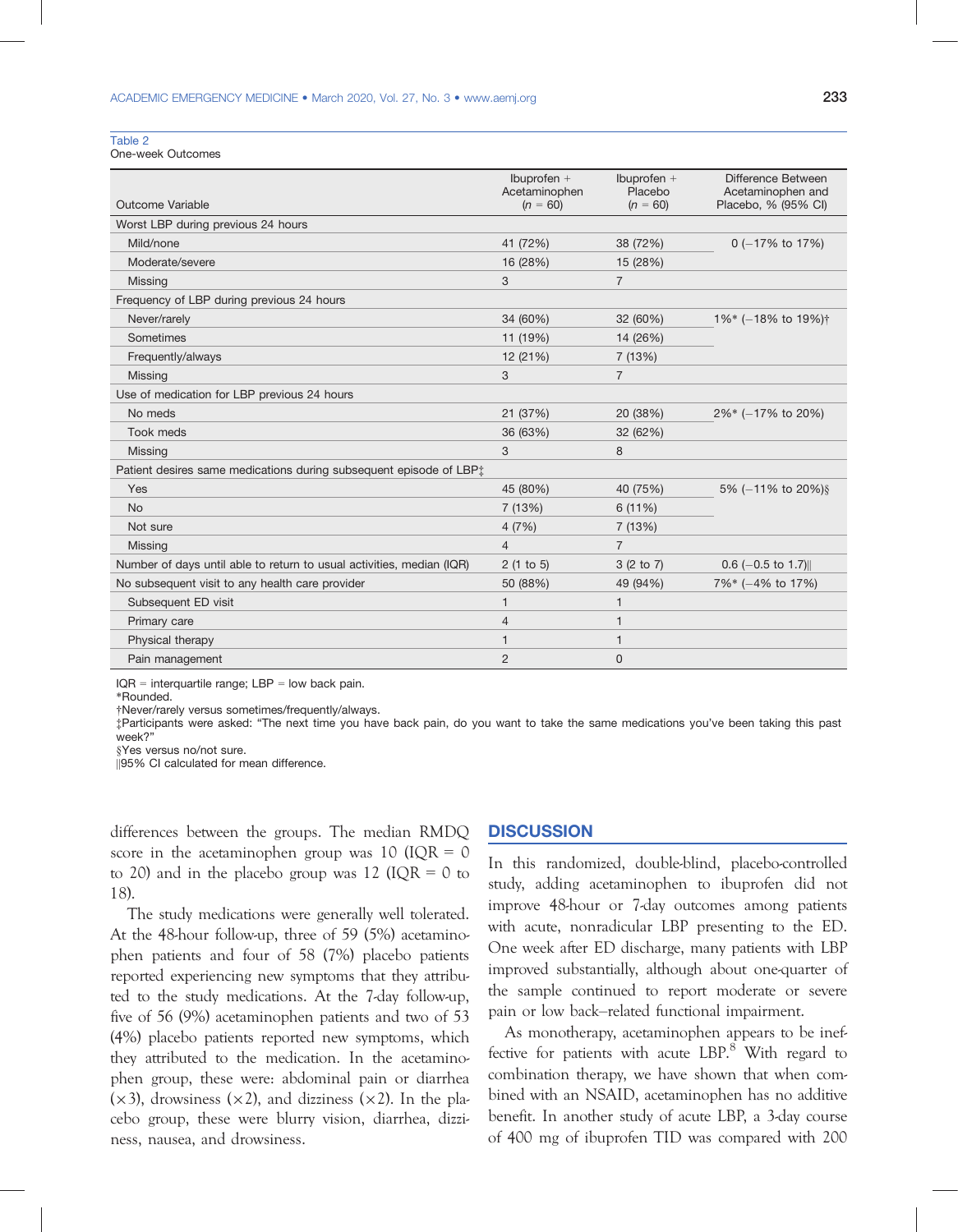Table 2
One-week Outcomes

| Outcome Variable | Ibuprofen + Acetaminophen (*n* = 60) | Ibuprofen + Placebo (*n* = 60) | Difference Between Acetaminophen and Placebo, % (95% CI) |
|---|---|---|---|
| Worst LBP during previous 24 hours | | | |
| Mild/none | 41 (72%) | 38 (72%) | 0 (−17% to 17%) |
| Moderate/severe | 16 (28%) | 15 (28%) | |
| Missing | 3 | 7 | |
| Frequency of LBP during previous 24 hours | | | |
| Never/rarely | 34 (60%) | 32 (60%) | 1%* (−18% to 19%)† |
| Sometimes | 11 (19%) | 14 (26%) | |
| Frequently/always | 12 (21%) | 7 (13%) | |
| Missing | 3 | 7 | |
| Use of medication for LBP previous 24 hours | | | |
| No meds | 21 (37%) | 20 (38%) | 2%* (−17% to 20%) |
| Took meds | 36 (63%) | 32 (62%) | |
| Missing | 3 | 8 | |
| Patient desires same medications during subsequent episode of LBP‡ | | | |
| Yes | 45 (80%) | 40 (75%) | 5% (−11% to 20%)§ |
| No | 7 (13%) | 6 (11%) | |
| Not sure | 4 (7%) | 7 (13%) | |
| Missing | 4 | 7 | |
| Number of days until able to return to usual activities, median (IQR) | 2 (1 to 5) | 3 (2 to 7) | 0.6 (−0.5 to 1.7)‖ |
| No subsequent visit to any health care provider | 50 (88%) | 49 (94%) | 7%* (−4% to 17%) |
| Subsequent ED visit | 1 | 1 | |
| Primary care | 4 | 1 | |
| Physical therapy | 1 | 1 | |
| Pain management | 2 | 0 | |

IQR = interquartile range; LBP = low back pain.
*Rounded.
†Never/rarely versus sometimes/frequently/always.
‡Participants were asked: "The next time you have back pain, do you want to take the same medications you've been taking this past week?"
§Yes versus no/not sure.
‖95% CI calculated for mean difference.

differences between the groups. The median RMDQ score in the acetaminophen group was 10 (IQR = 0 to 20) and in the placebo group was 12 (IQR = 0 to 18).

The study medications were generally well tolerated. At the 48-hour follow-up, three of 59 (5%) acetaminophen patients and four of 58 (7%) placebo patients reported experiencing new symptoms that they attributed to the study medications. At the 7-day follow-up, five of 56 (9%) acetaminophen patients and two of 53 (4%) placebo patients reported new symptoms, which they attributed to the medication. In the acetaminophen group, these were: abdominal pain or diarrhea (×3), drowsiness (×2), and dizziness (×2). In the placebo group, these were blurry vision, diarrhea, dizziness, nausea, and drowsiness.

## DISCUSSION

In this randomized, double-blind, placebo-controlled study, adding acetaminophen to ibuprofen did not improve 48-hour or 7-day outcomes among patients with acute, nonradicular LBP presenting to the ED. One week after ED discharge, many patients with LBP improved substantially, although about one-quarter of the sample continued to report moderate or severe pain or low back–related functional impairment.

As monotherapy, acetaminophen appears to be ineffective for patients with acute LBP.[8] With regard to combination therapy, we have shown that when combined with an NSAID, acetaminophen has no additive benefit. In another study of acute LBP, a 3-day course of 400 mg of ibuprofen TID was compared with 200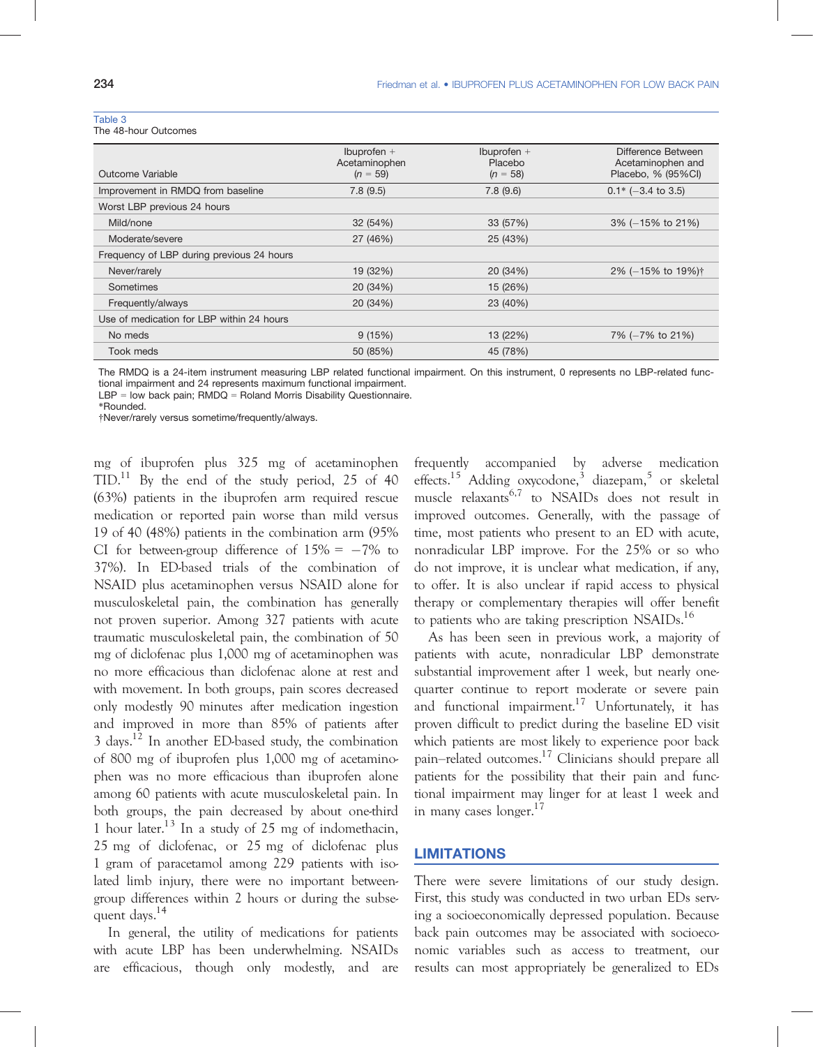Table 3
The 48-hour Outcomes

| Outcome Variable | Ibuprofen + Acetaminophen ($n$ = 59) | Ibuprofen + Placebo ($n$ = 58) | Difference Between Acetaminophen and Placebo, % (95%CI) |
|---|---|---|---|
| Improvement in RMDQ from baseline | 7.8 (9.5) | 7.8 (9.6) | 0.1* (−3.4 to 3.5) |
| Worst LBP previous 24 hours | | | |
| Mild/none | 32 (54%) | 33 (57%) | 3% (−15% to 21%) |
| Moderate/severe | 27 (46%) | 25 (43%) | |
| Frequency of LBP during previous 24 hours | | | |
| Never/rarely | 19 (32%) | 20 (34%) | 2% (−15% to 19%)† |
| Sometimes | 20 (34%) | 15 (26%) | |
| Frequently/always | 20 (34%) | 23 (40%) | |
| Use of medication for LBP within 24 hours | | | |
| No meds | 9 (15%) | 13 (22%) | 7% (−7% to 21%) |
| Took meds | 50 (85%) | 45 (78%) | |

The RMDQ is a 24-item instrument measuring LBP related functional impairment. On this instrument, 0 represents no LBP-related functional impairment and 24 represents maximum functional impairment.
LBP = low back pain; RMDQ = Roland Morris Disability Questionnaire.
*Rounded.
†Never/rarely versus sometime/frequently/always.

mg of ibuprofen plus 325 mg of acetaminophen TID.[11] By the end of the study period, 25 of 40 (63%) patients in the ibuprofen arm required rescue medication or reported pain worse than mild versus 19 of 40 (48%) patients in the combination arm (95% CI for between-group difference of 15% = −7% to 37%). In ED-based trials of the combination of NSAID plus acetaminophen versus NSAID alone for musculoskeletal pain, the combination has generally not proven superior. Among 327 patients with acute traumatic musculoskeletal pain, the combination of 50 mg of diclofenac plus 1,000 mg of acetaminophen was no more efficacious than diclofenac alone at rest and with movement. In both groups, pain scores decreased only modestly 90 minutes after medication ingestion and improved in more than 85% of patients after 3 days.[12] In another ED-based study, the combination of 800 mg of ibuprofen plus 1,000 mg of acetaminophen was no more efficacious than ibuprofen alone among 60 patients with acute musculoskeletal pain. In both groups, the pain decreased by about one-third 1 hour later.[13] In a study of 25 mg of indomethacin, 25 mg of diclofenac, or 25 mg of diclofenac plus 1 gram of paracetamol among 229 patients with isolated limb injury, there were no important between-group differences within 2 hours or during the subsequent days.[14]

In general, the utility of medications for patients with acute LBP has been underwhelming. NSAIDs are efficacious, though only modestly, and are frequently accompanied by adverse medication effects.[15] Adding oxycodone,[3] diazepam,[5] or skeletal muscle relaxants[6,7] to NSAIDs does not result in improved outcomes. Generally, with the passage of time, most patients who present to an ED with acute, nonradicular LBP improve. For the 25% or so who do not improve, it is unclear what medication, if any, to offer. It is also unclear if rapid access to physical therapy or complementary therapies will offer benefit to patients who are taking prescription NSAIDs.[16]

As has been seen in previous work, a majority of patients with acute, nonradicular LBP demonstrate substantial improvement after 1 week, but nearly one-quarter continue to report moderate or severe pain and functional impairment.[17] Unfortunately, it has proven difficult to predict during the baseline ED visit which patients are most likely to experience poor back pain–related outcomes.[17] Clinicians should prepare all patients for the possibility that their pain and functional impairment may linger for at least 1 week and in many cases longer.[17]

## LIMITATIONS

There were severe limitations of our study design. First, this study was conducted in two urban EDs serving a socioeconomically depressed population. Because back pain outcomes may be associated with socioeconomic variables such as access to treatment, our results can most appropriately be generalized to EDs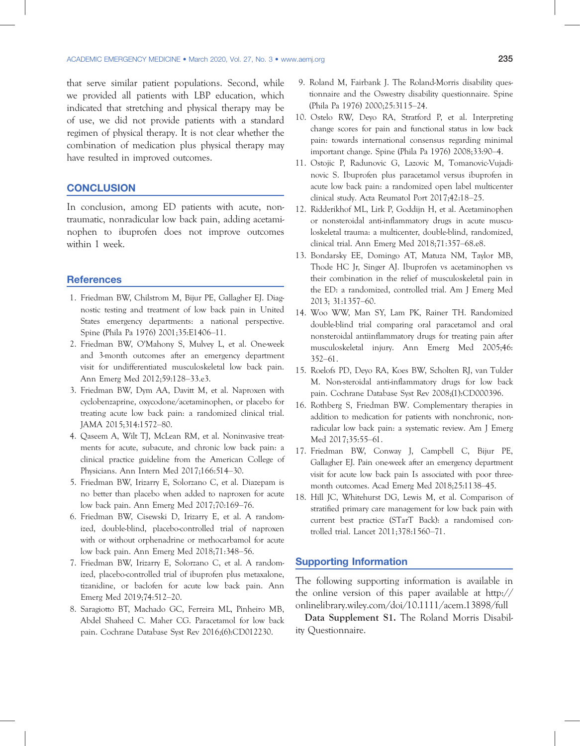that serve similar patient populations. Second, while we provided all patients with LBP education, which indicated that stretching and physical therapy may be of use, we did not provide patients with a standard regimen of physical therapy. It is not clear whether the combination of medication plus physical therapy may have resulted in improved outcomes.

## CONCLUSION

In conclusion, among ED patients with acute, nontraumatic, nonradicular low back pain, adding acetaminophen to ibuprofen does not improve outcomes within 1 week.

## References

1. Friedman BW, Chilstrom M, Bijur PE, Gallagher EJ. Diagnostic testing and treatment of low back pain in United States emergency departments: a national perspective. Spine (Phila Pa 1976) 2001;35:E1406–11.
2. Friedman BW, O'Mahony S, Mulvey L, et al. One-week and 3-month outcomes after an emergency department visit for undifferentiated musculoskeletal low back pain. Ann Emerg Med 2012;59:128–33.e3.
3. Friedman BW, Dym AA, Davitt M, et al. Naproxen with cyclobenzaprine, oxycodone/acetaminophen, or placebo for treating acute low back pain: a randomized clinical trial. JAMA 2015;314:1572–80.
4. Qaseem A, Wilt TJ, McLean RM, et al. Noninvasive treatments for acute, subacute, and chronic low back pain: a clinical practice guideline from the American College of Physicians. Ann Intern Med 2017;166:514–30.
5. Friedman BW, Irizarry E, Solorzano C, et al. Diazepam is no better than placebo when added to naproxen for acute low back pain. Ann Emerg Med 2017;70:169–76.
6. Friedman BW, Cisewski D, Irizarry E, et al. A randomized, double-blind, placebo-controlled trial of naproxen with or without orphenadrine or methocarbamol for acute low back pain. Ann Emerg Med 2018;71:348–56.
7. Friedman BW, Irizarry E, Solorzano C, et al. A randomized, placebo-controlled trial of ibuprofen plus metaxalone, tizanidine, or baclofen for acute low back pain. Ann Emerg Med 2019;74:512–20.
8. Saragiotto BT, Machado GC, Ferreira ML, Pinheiro MB, Abdel Shaheed C. Maher CG. Paracetamol for low back pain. Cochrane Database Syst Rev 2016;(6):CD012230.
9. Roland M, Fairbank J. The Roland-Morris disability questionnaire and the Oswestry disability questionnaire. Spine (Phila Pa 1976) 2000;25:3115–24.
10. Ostelo RW, Deyo RA, Stratford P, et al. Interpreting change scores for pain and functional status in low back pain: towards international consensus regarding minimal important change. Spine (Phila Pa 1976) 2008;33:90–4.
11. Ostojic P, Radunovic G, Lazovic M, Tomanovic-Vujadinovic S. Ibuprofen plus paracetamol versus ibuprofen in acute low back pain: a randomized open label multicenter clinical study. Acta Reumatol Port 2017;42:18–25.
12. Ridderikhof ML, Lirk P, Goddijn H, et al. Acetaminophen or nonsteroidal anti-inflammatory drugs in acute musculoskeletal trauma: a multicenter, double-blind, randomized, clinical trial. Ann Emerg Med 2018;71:357–68.e8.
13. Bondarsky EE, Domingo AT, Matuza NM, Taylor MB, Thode HC Jr, Singer AJ. Ibuprofen vs acetaminophen vs their combination in the relief of musculoskeletal pain in the ED: a randomized, controlled trial. Am J Emerg Med 2013; 31:1357–60.
14. Woo WW, Man SY, Lam PK, Rainer TH. Randomized double-blind trial comparing oral paracetamol and oral nonsteroidal antiinflammatory drugs for treating pain after musculoskeletal injury. Ann Emerg Med 2005;46: 352–61.
15. Roelofs PD, Deyo RA, Koes BW, Scholten RJ, van Tulder M. Non-steroidal anti-inflammatory drugs for low back pain. Cochrane Database Syst Rev 2008;(1):CD000396.
16. Rothberg S, Friedman BW. Complementary therapies in addition to medication for patients with nonchronic, nonradicular low back pain: a systematic review. Am J Emerg Med 2017;35:55–61.
17. Friedman BW, Conway J, Campbell C, Bijur PE, Gallagher EJ. Pain one-week after an emergency department visit for acute low back pain Is associated with poor three-month outcomes. Acad Emerg Med 2018;25:1138–45.
18. Hill JC, Whitehurst DG, Lewis M, et al. Comparison of stratified primary care management for low back pain with current best practice (STarT Back): a randomised controlled trial. Lancet 2011;378:1560–71.

## Supporting Information

The following supporting information is available in the online version of this paper available at http://onlinelibrary.wiley.com/doi/10.1111/acem.13898/full

**Data Supplement S1.** The Roland Morris Disability Questionnaire.